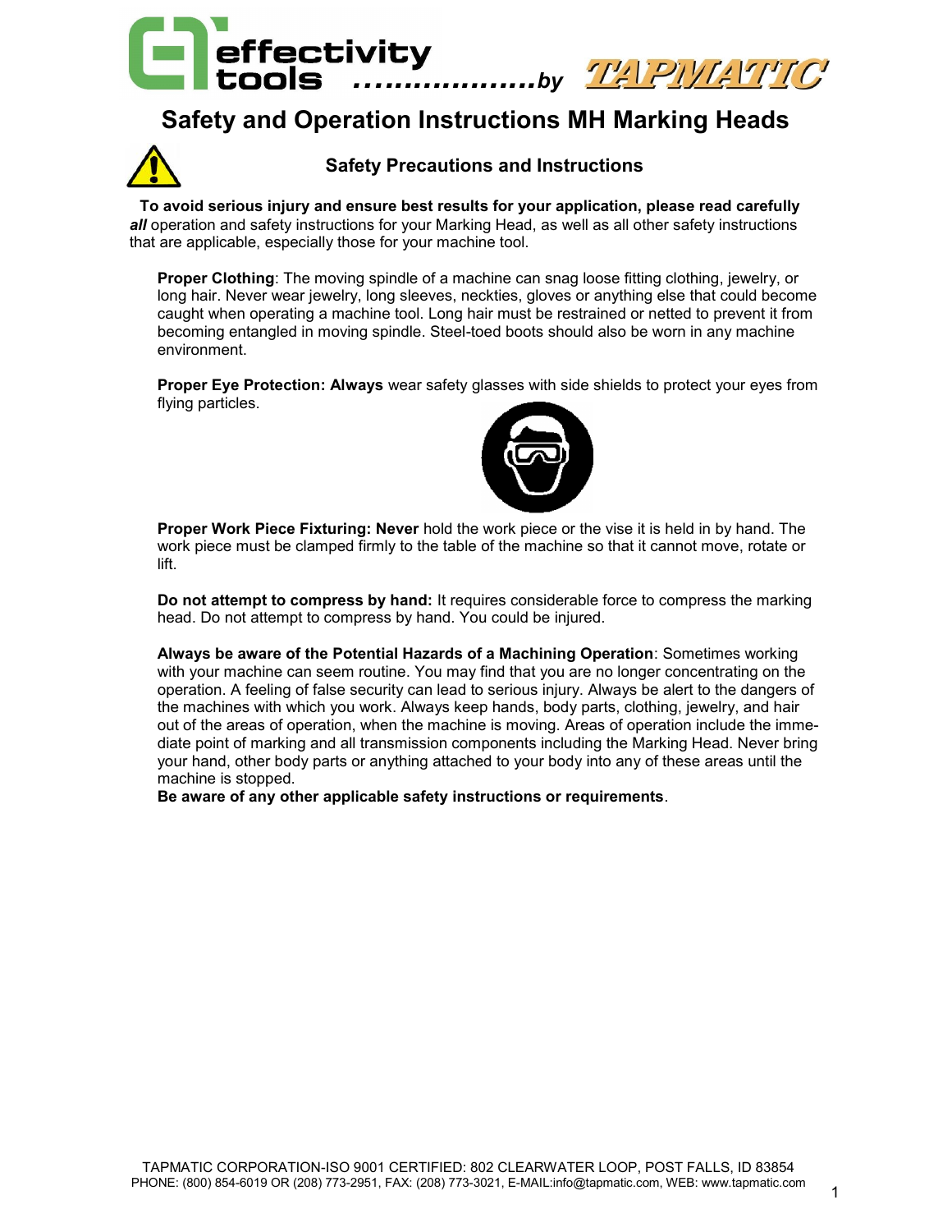effectivity tools ....................by TAPMATIC

# Safety and Operation Instructions MH Marking Heads

## Safety Precautions and Instructions

**To avoid serious injury and ensure best results for your application, please read carefully *all*** operation and safety instructions for your Marking Head, as well as all other safety instructions that are applicable, especially those for your machine tool.

**Proper Clothing**: The moving spindle of a machine can snag loose fitting clothing, jewelry, or long hair. Never wear jewelry, long sleeves, neckties, gloves or anything else that could become caught when operating a machine tool. Long hair must be restrained or netted to prevent it from becoming entangled in moving spindle. Steel-toed boots should also be worn in any machine environment.

**Proper Eye Protection: Always** wear safety glasses with side shields to protect your eyes from flying particles.

**Proper Work Piece Fixturing: Never** hold the work piece or the vise it is held in by hand. The work piece must be clamped firmly to the table of the machine so that it cannot move, rotate or lift.

**Do not attempt to compress by hand:** It requires considerable force to compress the marking head. Do not attempt to compress by hand. You could be injured.

**Always be aware of the Potential Hazards of a Machining Operation**: Sometimes working with your machine can seem routine. You may find that you are no longer concentrating on the operation. A feeling of false security can lead to serious injury. Always be alert to the dangers of the machines with which you work. Always keep hands, body parts, clothing, jewelry, and hair out of the areas of operation, when the machine is moving. Areas of operation include the immediate point of marking and all transmission components including the Marking Head. Never bring your hand, other body parts or anything attached to your body into any of these areas until the machine is stopped.

**Be aware of any other applicable safety instructions or requirements**.

TAPMATIC CORPORATION-ISO 9001 CERTIFIED: 802 CLEARWATER LOOP, POST FALLS, ID 83854
PHONE: (800) 854-6019 OR (208) 773-2951, FAX: (208) 773-3021, E-MAIL:info@tapmatic.com, WEB: www.tapmatic.com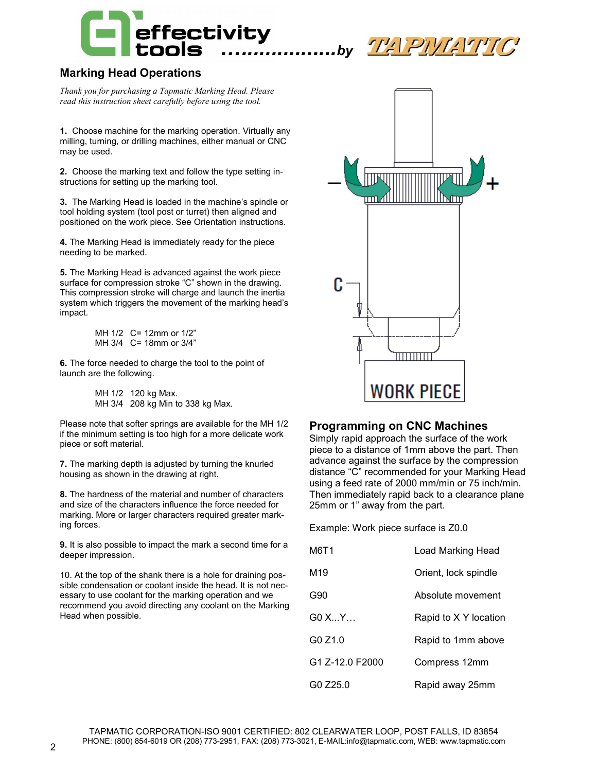## Marking Head Operations

*Thank you for purchasing a Tapmatic Marking Head. Please read this instruction sheet carefully before using the tool.*

**1.** Choose machine for the marking operation. Virtually any milling, turning, or drilling machines, either manual or CNC may be used.

**2.** Choose the marking text and follow the type setting instructions for setting up the marking tool.

**3.** The Marking Head is loaded in the machine's spindle or tool holding system (tool post or turret) then aligned and positioned on the work piece. See Orientation instructions.

**4.** The Marking Head is immediately ready for the piece needing to be marked.

**5.** The Marking Head is advanced against the work piece surface for compression stroke "C" shown in the drawing. This compression stroke will charge and launch the inertia system which triggers the movement of the marking head's impact.

MH 1/2 C= 12mm or 1/2"
MH 3/4 C= 18mm or 3/4"

**6.** The force needed to charge the tool to the point of launch are the following.

MH 1/2 120 kg Max.
MH 3/4 208 kg Min to 338 kg Max.

Please note that softer springs are available for the MH 1/2 if the minimum setting is too high for a more delicate work piece or soft material.

**7.** The marking depth is adjusted by turning the knurled housing as shown in the drawing at right.

**8.** The hardness of the material and number of characters and size of the characters influence the force needed for marking. More or larger characters required greater marking forces.

**9.** It is also possible to impact the mark a second time for a deeper impression.

10. At the top of the shank there is a hole for draining possible condensation or coolant inside the head. It is not necessary to use coolant for the marking operation and we recommend you avoid directing any coolant on the Marking Head when possible.

## Programming on CNC Machines

Simply rapid approach the surface of the work piece to a distance of 1mm above the part. Then advance against the surface by the compression distance "C" recommended for your Marking Head using a feed rate of 2000 mm/min or 75 inch/min. Then immediately rapid back to a clearance plane 25mm or 1" away from the part.

Example: Work piece surface is Z0.0

| | |
|---|---|
| M6T1 | Load Marking Head |
| M19 | Orient, lock spindle |
| G90 | Absolute movement |
| G0 X...Y… | Rapid to X Y location |
| G0 Z1.0 | Rapid to 1mm above |
| G1 Z-12.0 F2000 | Compress 12mm |
| G0 Z25.0 | Rapid away 25mm |

TAPMATIC CORPORATION-ISO 9001 CERTIFIED: 802 CLEARWATER LOOP, POST FALLS, ID 83854
PHONE: (800) 854-6019 OR (208) 773-2951, FAX: (208) 773-3021, E-MAIL:info@tapmatic.com, WEB: www.tapmatic.com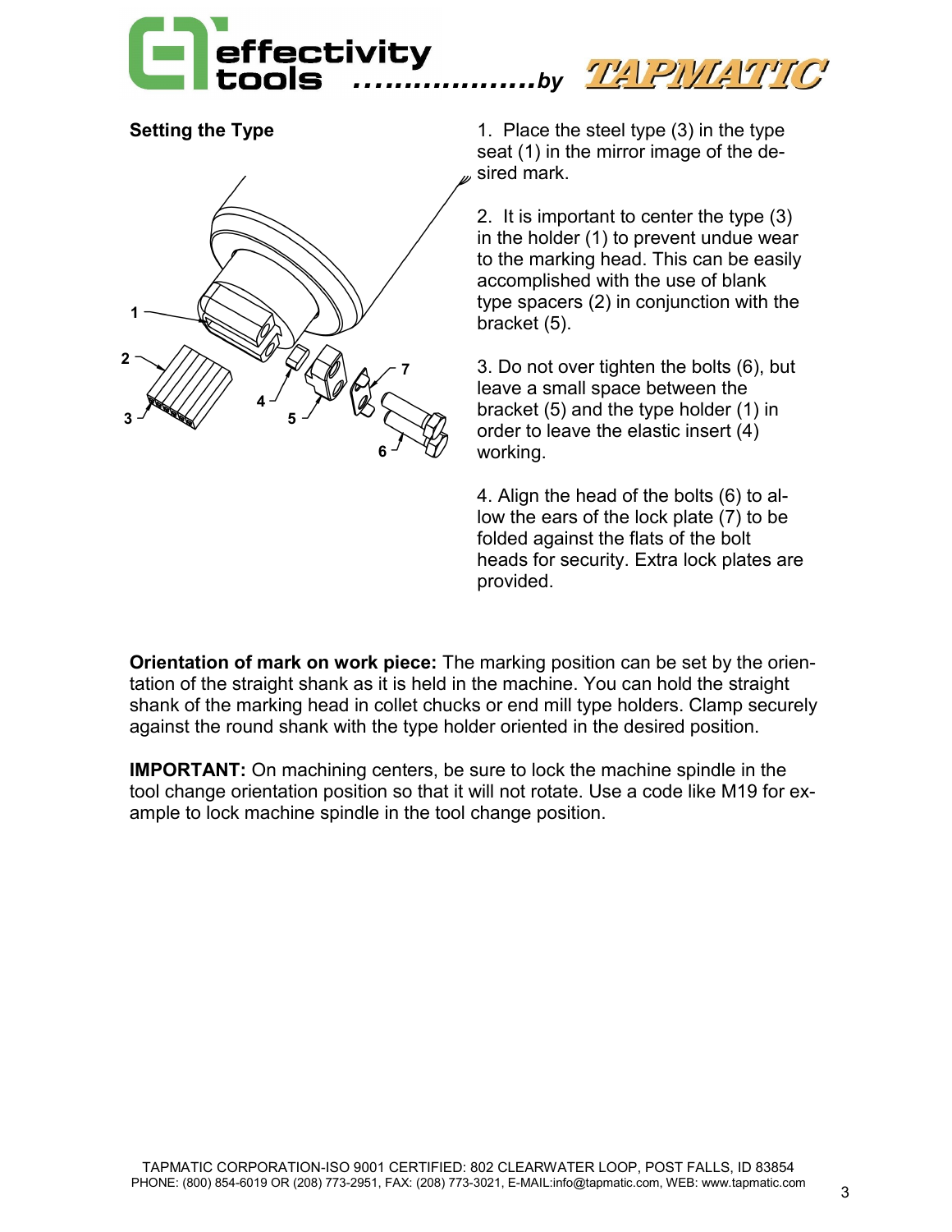## Setting the Type

1. Place the steel type (3) in the type seat (1) in the mirror image of the desired mark.

2. It is important to center the type (3) in the holder (1) to prevent undue wear to the marking head. This can be easily accomplished with the use of blank type spacers (2) in conjunction with the bracket (5).

3. Do not over tighten the bolts (6), but leave a small space between the bracket (5) and the type holder (1) in order to leave the elastic insert (4) working.

4. Align the head of the bolts (6) to allow the ears of the lock plate (7) to be folded against the flats of the bolt heads for security. Extra lock plates are provided.

**Orientation of mark on work piece:** The marking position can be set by the orientation of the straight shank as it is held in the machine. You can hold the straight shank of the marking head in collet chucks or end mill type holders. Clamp securely against the round shank with the type holder oriented in the desired position.

**IMPORTANT:** On machining centers, be sure to lock the machine spindle in the tool change orientation position so that it will not rotate. Use a code like M19 for example to lock machine spindle in the tool change position.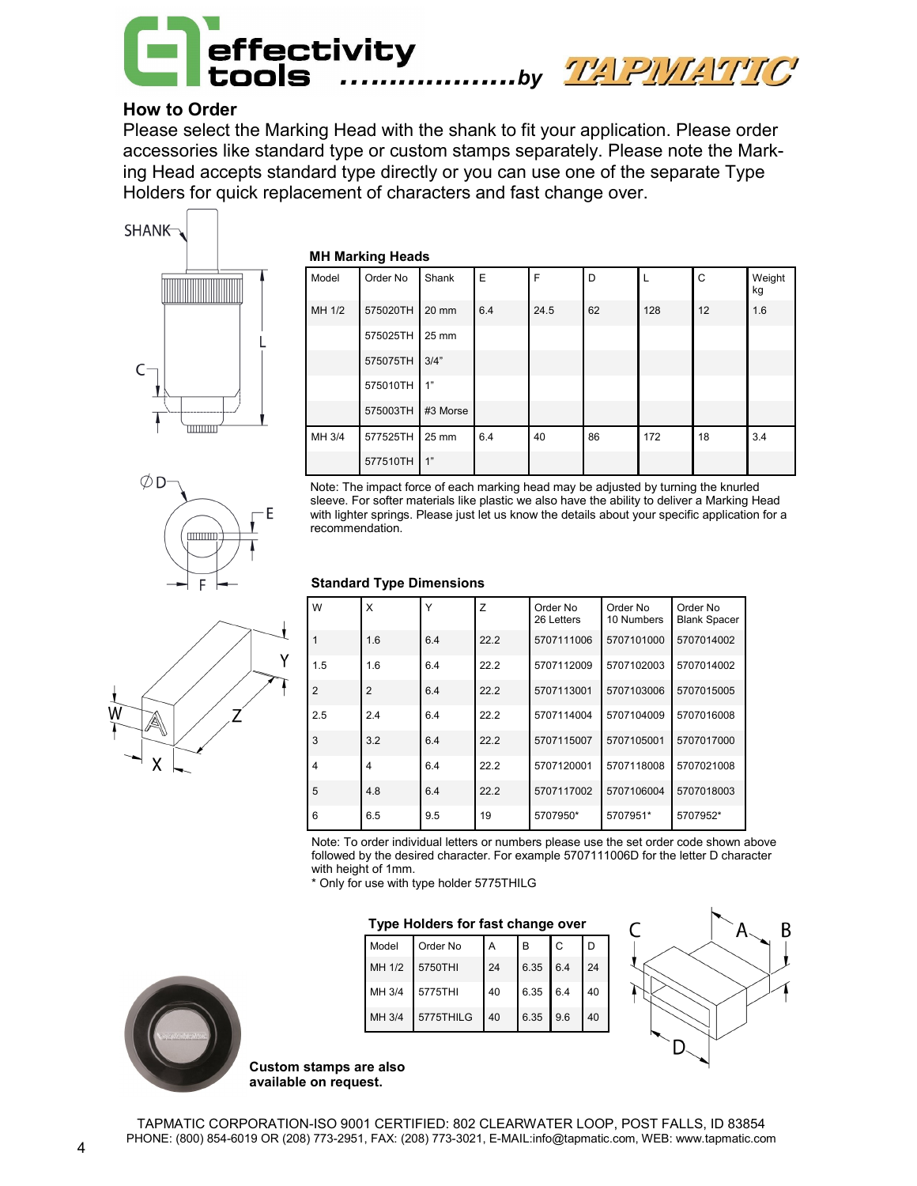## How to Order

Please select the Marking Head with the shank to fit your application. Please order accessories like standard type or custom stamps separately. Please note the Marking Head accepts standard type directly or you can use one of the separate Type Holders for quick replacement of characters and fast change over.

### MH Marking Heads

| Model | Order No | Shank | E | F | D | L | C | Weight kg |
|---|---|---|---|---|---|---|---|---|
| MH 1/2 | 575020TH | 20 mm | 6.4 | 24.5 | 62 | 128 | 12 | 1.6 |
| | 575025TH | 25 mm | | | | | | |
| | 575075TH | 3/4" | | | | | | |
| | 575010TH | 1" | | | | | | |
| | 575003TH | #3 Morse | | | | | | |
| MH 3/4 | 577525TH | 25 mm | 6.4 | 40 | 86 | 172 | 18 | 3.4 |
| | 577510TH | 1" | | | | | | |

Note: The impact force of each marking head may be adjusted by turning the knurled sleeve. For softer materials like plastic we also have the ability to deliver a Marking Head with lighter springs. Please just let us know the details about your specific application for a recommendation.

### Standard Type Dimensions

| W | X | Y | Z | Order No 26 Letters | Order No 10 Numbers | Order No Blank Spacer |
|---|---|---|---|---|---|---|
| 1 | 1.6 | 6.4 | 22.2 | 5707111006 | 5707101000 | 5707014002 |
| 1.5 | 1.6 | 6.4 | 22.2 | 5707112009 | 5707102003 | 5707014002 |
| 2 | 2 | 6.4 | 22.2 | 5707113001 | 5707103006 | 5707015005 |
| 2.5 | 2.4 | 6.4 | 22.2 | 5707114004 | 5707104009 | 5707016008 |
| 3 | 3.2 | 6.4 | 22.2 | 5707115007 | 5707105001 | 5707017000 |
| 4 | 4 | 6.4 | 22.2 | 5707120001 | 5707118008 | 5707021008 |
| 5 | 4.8 | 6.4 | 22.2 | 5707117002 | 5707106004 | 5707018003 |
| 6 | 6.5 | 9.5 | 19 | 5707950* | 5707951* | 5707952* |

Note: To order individual letters or numbers please use the set order code shown above followed by the desired character. For example 5707111006D for the letter D character with height of 1mm.

\* Only for use with type holder 5775THILG

### Type Holders for fast change over

| Model | Order No | A | B | C | D |
|---|---|---|---|---|---|
| MH 1/2 | 5750THI | 24 | 6.35 | 6.4 | 24 |
| MH 3/4 | 5775THI | 40 | 6.35 | 6.4 | 40 |
| MH 3/4 | 5775THILG | 40 | 6.35 | 9.6 | 40 |

**Custom stamps are also available on request.**

TAPMATIC CORPORATION-ISO 9001 CERTIFIED: 802 CLEARWATER LOOP, POST FALLS, ID 83854
PHONE: (800) 854-6019 OR (208) 773-2951, FAX: (208) 773-3021, E-MAIL:info@tapmatic.com, WEB: www.tapmatic.com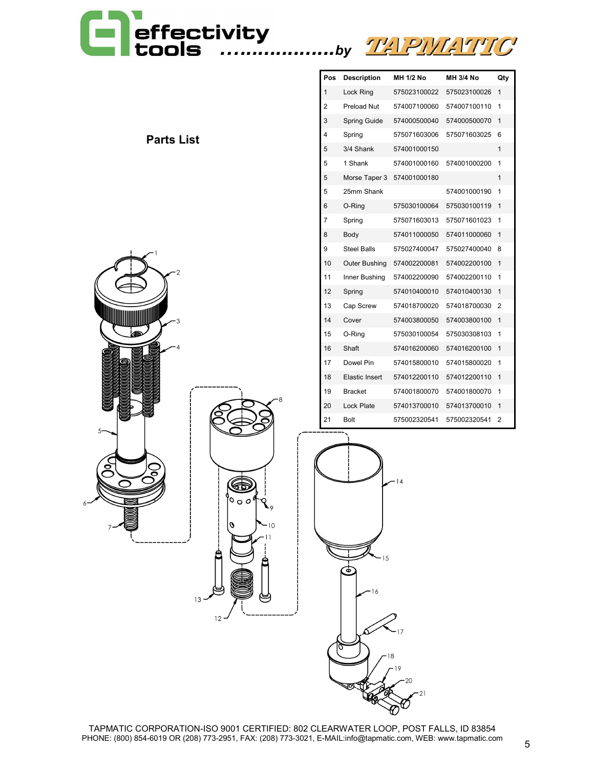effectivity tools ...................by TAPMATIC

## Parts List

| Pos | Description | MH 1/2 No | MH 3/4 No | Qty |
|---|---|---|---|---|
| 1 | Lock Ring | 575023100022 | 575023100026 | 1 |
| 2 | Preload Nut | 574007100060 | 574007100110 | 1 |
| 3 | Spring Guide | 574000500040 | 574000500070 | 1 |
| 4 | Spring | 575071603006 | 575071603025 | 6 |
| 5 | 3/4 Shank | 574001000150 | | 1 |
| 5 | 1 Shank | 574001000160 | 574001000200 | 1 |
| 5 | Morse Taper 3 | 574001000180 | | 1 |
| 5 | 25mm Shank | | 574001000190 | 1 |
| 6 | O-Ring | 575030100064 | 575030100119 | 1 |
| 7 | Spring | 575071603013 | 575071601023 | 1 |
| 8 | Body | 574011000050 | 574011000060 | 1 |
| 9 | Steel Balls | 575027400047 | 575027400040 | 8 |
| 10 | Outer Bushing | 574002200081 | 574002200100 | 1 |
| 11 | Inner Bushing | 574002200090 | 574002200110 | 1 |
| 12 | Spring | 574010400010 | 574010400130 | 1 |
| 13 | Cap Screw | 574018700020 | 574018700030 | 2 |
| 14 | Cover | 574003800050 | 574003800100 | 1 |
| 15 | O-Ring | 575030100054 | 575030308103 | 1 |
| 16 | Shaft | 574016200060 | 574016200100 | 1 |
| 17 | Dowel Pin | 574015800010 | 574015800020 | 1 |
| 18 | Elastic Insert | 574012200110 | 574012200110 | 1 |
| 19 | Bracket | 574001800070 | 574001800070 | 1 |
| 20 | Lock Plate | 574013700010 | 574013700010 | 1 |
| 21 | Bolt | 575002320541 | 575002320541 | 2 |

TAPMATIC CORPORATION-ISO 9001 CERTIFIED: 802 CLEARWATER LOOP, POST FALLS, ID 83854
PHONE: (800) 854-6019 OR (208) 773-2951, FAX: (208) 773-3021, E-MAIL:info@tapmatic.com, WEB: www.tapmatic.com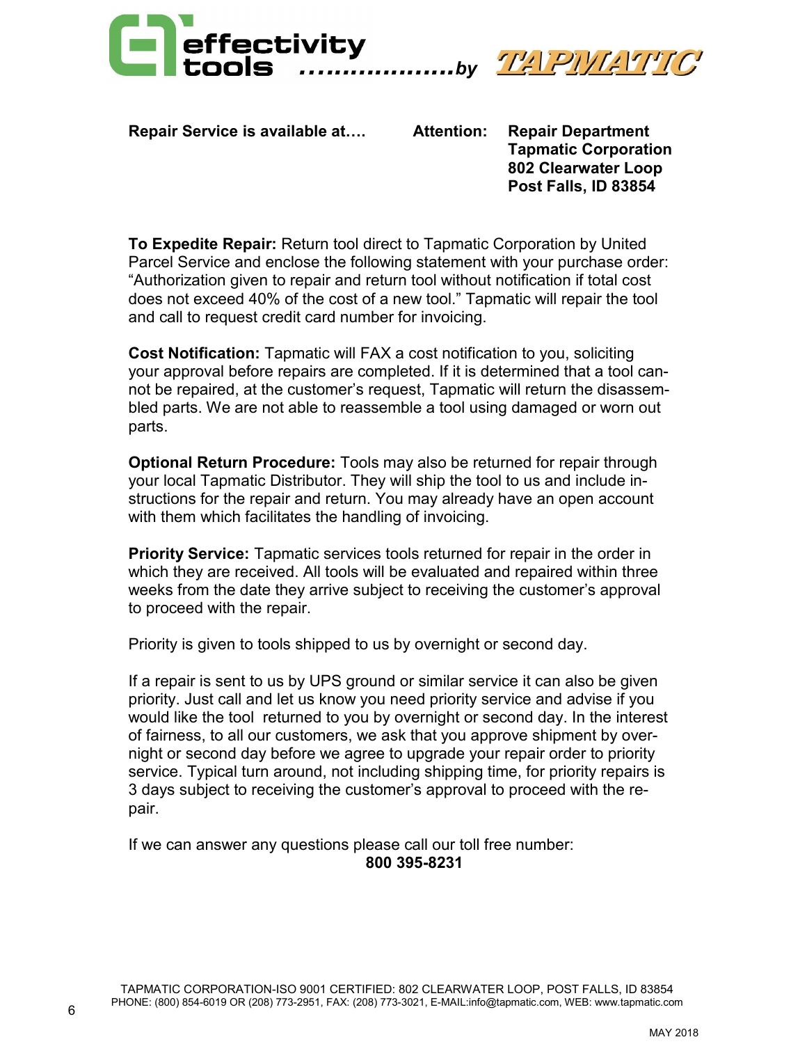effectivity tools ....................by TAPMATIC

**Repair Service is available at….** **Attention:** **Repair Department**
**Tapmatic Corporation**
**802 Clearwater Loop**
**Post Falls, ID 83854**

**To Expedite Repair:** Return tool direct to Tapmatic Corporation by United Parcel Service and enclose the following statement with your purchase order: "Authorization given to repair and return tool without notification if total cost does not exceed 40% of the cost of a new tool." Tapmatic will repair the tool and call to request credit card number for invoicing.

**Cost Notification:** Tapmatic will FAX a cost notification to you, soliciting your approval before repairs are completed. If it is determined that a tool cannot be repaired, at the customer's request, Tapmatic will return the disassembled parts. We are not able to reassemble a tool using damaged or worn out parts.

**Optional Return Procedure:** Tools may also be returned for repair through your local Tapmatic Distributor. They will ship the tool to us and include instructions for the repair and return. You may already have an open account with them which facilitates the handling of invoicing.

**Priority Service:** Tapmatic services tools returned for repair in the order in which they are received. All tools will be evaluated and repaired within three weeks from the date they arrive subject to receiving the customer's approval to proceed with the repair.

Priority is given to tools shipped to us by overnight or second day.

If a repair is sent to us by UPS ground or similar service it can also be given priority. Just call and let us know you need priority service and advise if you would like the tool returned to you by overnight or second day. In the interest of fairness, to all our customers, we ask that you approve shipment by overnight or second day before we agree to upgrade your repair order to priority service. Typical turn around, not including shipping time, for priority repairs is 3 days subject to receiving the customer's approval to proceed with the repair.

If we can answer any questions please call our toll free number:
**800 395-8231**

TAPMATIC CORPORATION-ISO 9001 CERTIFIED: 802 CLEARWATER LOOP, POST FALLS, ID 83854
PHONE: (800) 854-6019 OR (208) 773-2951, FAX: (208) 773-3021, E-MAIL:info@tapmatic.com, WEB: www.tapmatic.com

MAY 2018